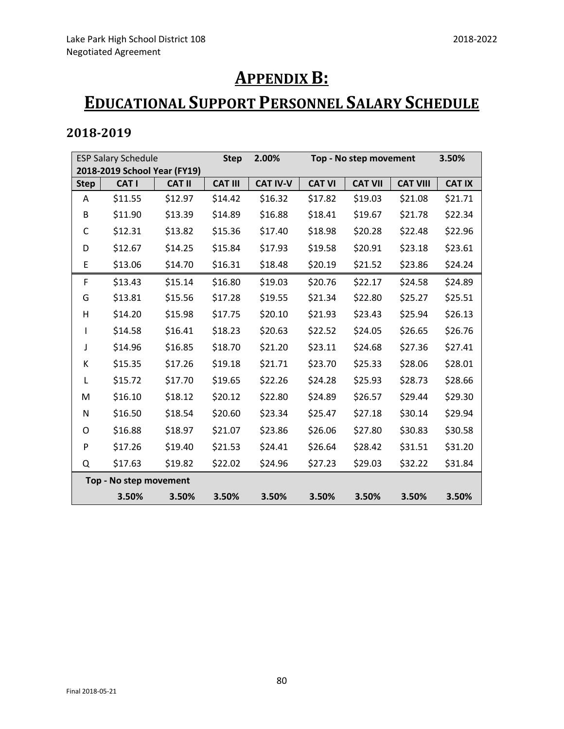# APPENDIX B:

# EDUCATIONAL SUPPORT PERSONNEL SALARY SCHEDULE

## 2018-2019

| ESP Salary Schedule 2018-2019 School Year (FY19) | | | Step | 2.00% | Top - No step movement | | | 3.50% |
|---|---|---|---|---|---|---|---|---|
| **Step** | **CAT I** | **CAT II** | **CAT III** | **CAT IV-V** | **CAT VI** | **CAT VII** | **CAT VIII** | **CAT IX** |
| A | $11.55 | $12.97 | $14.42 | $16.32 | $17.82 | $19.03 | $21.08 | $21.71 |
| B | $11.90 | $13.39 | $14.89 | $16.88 | $18.41 | $19.67 | $21.78 | $22.34 |
| C | $12.31 | $13.82 | $15.36 | $17.40 | $18.98 | $20.28 | $22.48 | $22.96 |
| D | $12.67 | $14.25 | $15.84 | $17.93 | $19.58 | $20.91 | $23.18 | $23.61 |
| E | $13.06 | $14.70 | $16.31 | $18.48 | $20.19 | $21.52 | $23.86 | $24.24 |
| F | $13.43 | $15.14 | $16.80 | $19.03 | $20.76 | $22.17 | $24.58 | $24.89 |
| G | $13.81 | $15.56 | $17.28 | $19.55 | $21.34 | $22.80 | $25.27 | $25.51 |
| H | $14.20 | $15.98 | $17.75 | $20.10 | $21.93 | $23.43 | $25.94 | $26.13 |
| I | $14.58 | $16.41 | $18.23 | $20.63 | $22.52 | $24.05 | $26.65 | $26.76 |
| J | $14.96 | $16.85 | $18.70 | $21.20 | $23.11 | $24.68 | $27.36 | $27.41 |
| K | $15.35 | $17.26 | $19.18 | $21.71 | $23.70 | $25.33 | $28.06 | $28.01 |
| L | $15.72 | $17.70 | $19.65 | $22.26 | $24.28 | $25.93 | $28.73 | $28.66 |
| M | $16.10 | $18.12 | $20.12 | $22.80 | $24.89 | $26.57 | $29.44 | $29.30 |
| N | $16.50 | $18.54 | $20.60 | $23.34 | $25.47 | $27.18 | $30.14 | $29.94 |
| O | $16.88 | $18.97 | $21.07 | $23.86 | $26.06 | $27.80 | $30.83 | $30.58 |
| P | $17.26 | $19.40 | $21.53 | $24.41 | $26.64 | $28.42 | $31.51 | $31.20 |
| Q | $17.63 | $19.82 | $22.02 | $24.96 | $27.23 | $29.03 | $32.22 | $31.84 |
| **Top - No step movement** | | | | | | | | |
| | **3.50%** | **3.50%** | **3.50%** | **3.50%** | **3.50%** | **3.50%** | **3.50%** | **3.50%** |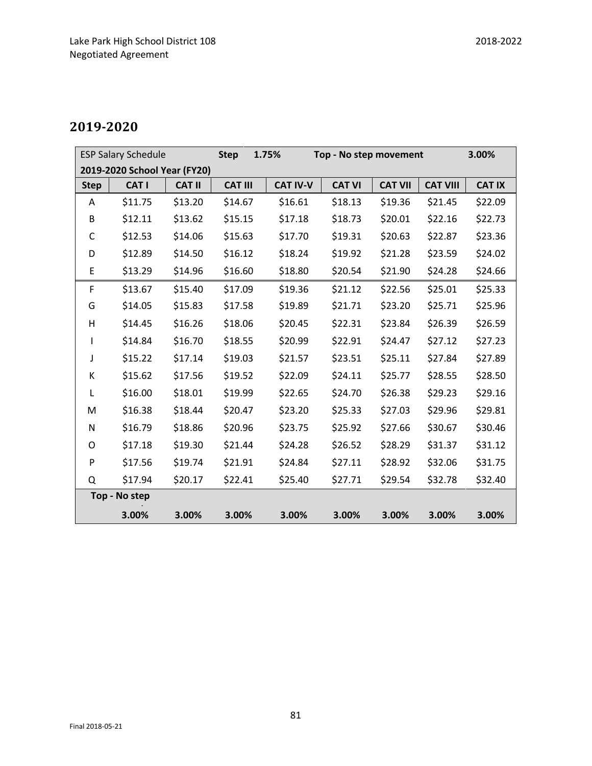## 2019-2020

| ESP Salary Schedule | | | Step | 1.75% | Top - No step movement | | | 3.00% |
|---|---|---|---|---|---|---|---|---|
| **2019-2020 School Year (FY20)** | | | | | | | | |
| **Step** | **CAT I** | **CAT II** | **CAT III** | **CAT IV-V** | **CAT VI** | **CAT VII** | **CAT VIII** | **CAT IX** |
| A | $11.75 | $13.20 | $14.67 | $16.61 | $18.13 | $19.36 | $21.45 | $22.09 |
| B | $12.11 | $13.62 | $15.15 | $17.18 | $18.73 | $20.01 | $22.16 | $22.73 |
| C | $12.53 | $14.06 | $15.63 | $17.70 | $19.31 | $20.63 | $22.87 | $23.36 |
| D | $12.89 | $14.50 | $16.12 | $18.24 | $19.92 | $21.28 | $23.59 | $24.02 |
| E | $13.29 | $14.96 | $16.60 | $18.80 | $20.54 | $21.90 | $24.28 | $24.66 |
| F | $13.67 | $15.40 | $17.09 | $19.36 | $21.12 | $22.56 | $25.01 | $25.33 |
| G | $14.05 | $15.83 | $17.58 | $19.89 | $21.71 | $23.20 | $25.71 | $25.96 |
| H | $14.45 | $16.26 | $18.06 | $20.45 | $22.31 | $23.84 | $26.39 | $26.59 |
| I | $14.84 | $16.70 | $18.55 | $20.99 | $22.91 | $24.47 | $27.12 | $27.23 |
| J | $15.22 | $17.14 | $19.03 | $21.57 | $23.51 | $25.11 | $27.84 | $27.89 |
| K | $15.62 | $17.56 | $19.52 | $22.09 | $24.11 | $25.77 | $28.55 | $28.50 |
| L | $16.00 | $18.01 | $19.99 | $22.65 | $24.70 | $26.38 | $29.23 | $29.16 |
| M | $16.38 | $18.44 | $20.47 | $23.20 | $25.33 | $27.03 | $29.96 | $29.81 |
| N | $16.79 | $18.86 | $20.96 | $23.75 | $25.92 | $27.66 | $30.67 | $30.46 |
| O | $17.18 | $19.30 | $21.44 | $24.28 | $26.52 | $28.29 | $31.37 | $31.12 |
| P | $17.56 | $19.74 | $21.91 | $24.84 | $27.11 | $28.92 | $32.06 | $31.75 |
| Q | $17.94 | $20.17 | $22.41 | $25.40 | $27.71 | $29.54 | $32.78 | $32.40 |
| **Top - No step** | | | | | | | | |
| | **3.00%** | **3.00%** | **3.00%** | **3.00%** | **3.00%** | **3.00%** | **3.00%** | **3.00%** |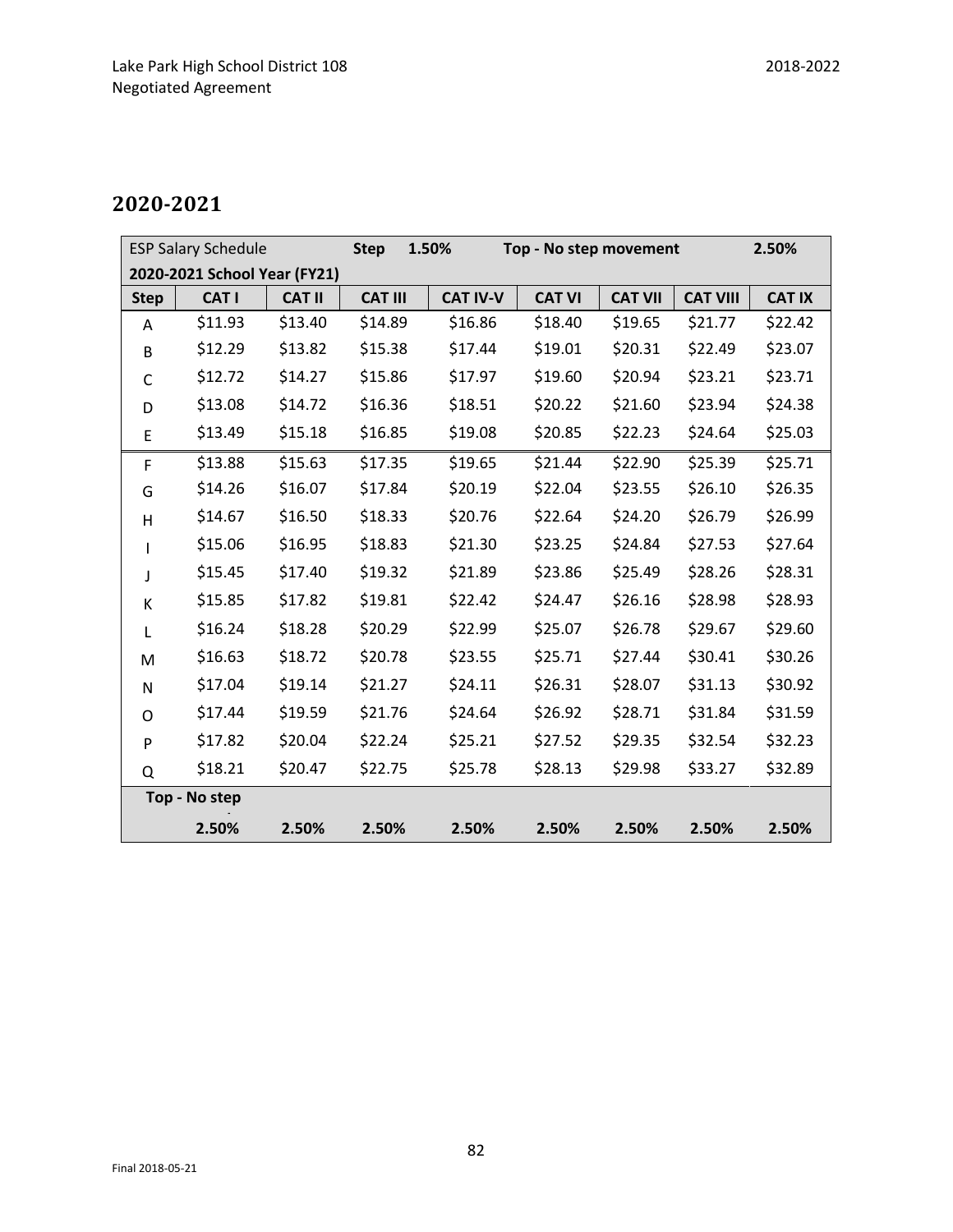## 2020-2021

| ESP Salary Schedule | | Step | 1.50% | Top - No step movement | | | | 2.50% |
|---|---|---|---|---|---|---|---|---|
| **2020-2021 School Year (FY21)** | | | | | | | | |
| **Step** | **CAT I** | **CAT II** | **CAT III** | **CAT IV-V** | **CAT VI** | **CAT VII** | **CAT VIII** | **CAT IX** |
| A | $11.93 | $13.40 | $14.89 | $16.86 | $18.40 | $19.65 | $21.77 | $22.42 |
| B | $12.29 | $13.82 | $15.38 | $17.44 | $19.01 | $20.31 | $22.49 | $23.07 |
| C | $12.72 | $14.27 | $15.86 | $17.97 | $19.60 | $20.94 | $23.21 | $23.71 |
| D | $13.08 | $14.72 | $16.36 | $18.51 | $20.22 | $21.60 | $23.94 | $24.38 |
| E | $13.49 | $15.18 | $16.85 | $19.08 | $20.85 | $22.23 | $24.64 | $25.03 |
| F | $13.88 | $15.63 | $17.35 | $19.65 | $21.44 | $22.90 | $25.39 | $25.71 |
| G | $14.26 | $16.07 | $17.84 | $20.19 | $22.04 | $23.55 | $26.10 | $26.35 |
| H | $14.67 | $16.50 | $18.33 | $20.76 | $22.64 | $24.20 | $26.79 | $26.99 |
| I | $15.06 | $16.95 | $18.83 | $21.30 | $23.25 | $24.84 | $27.53 | $27.64 |
| J | $15.45 | $17.40 | $19.32 | $21.89 | $23.86 | $25.49 | $28.26 | $28.31 |
| K | $15.85 | $17.82 | $19.81 | $22.42 | $24.47 | $26.16 | $28.98 | $28.93 |
| L | $16.24 | $18.28 | $20.29 | $22.99 | $25.07 | $26.78 | $29.67 | $29.60 |
| M | $16.63 | $18.72 | $20.78 | $23.55 | $25.71 | $27.44 | $30.41 | $30.26 |
| N | $17.04 | $19.14 | $21.27 | $24.11 | $26.31 | $28.07 | $31.13 | $30.92 |
| O | $17.44 | $19.59 | $21.76 | $24.64 | $26.92 | $28.71 | $31.84 | $31.59 |
| P | $17.82 | $20.04 | $22.24 | $25.21 | $27.52 | $29.35 | $32.54 | $32.23 |
| Q | $18.21 | $20.47 | $22.75 | $25.78 | $28.13 | $29.98 | $33.27 | $32.89 |
| | **Top - No step** | | | | | | | |
| | **2.50%** | **2.50%** | **2.50%** | **2.50%** | **2.50%** | **2.50%** | **2.50%** | **2.50%** |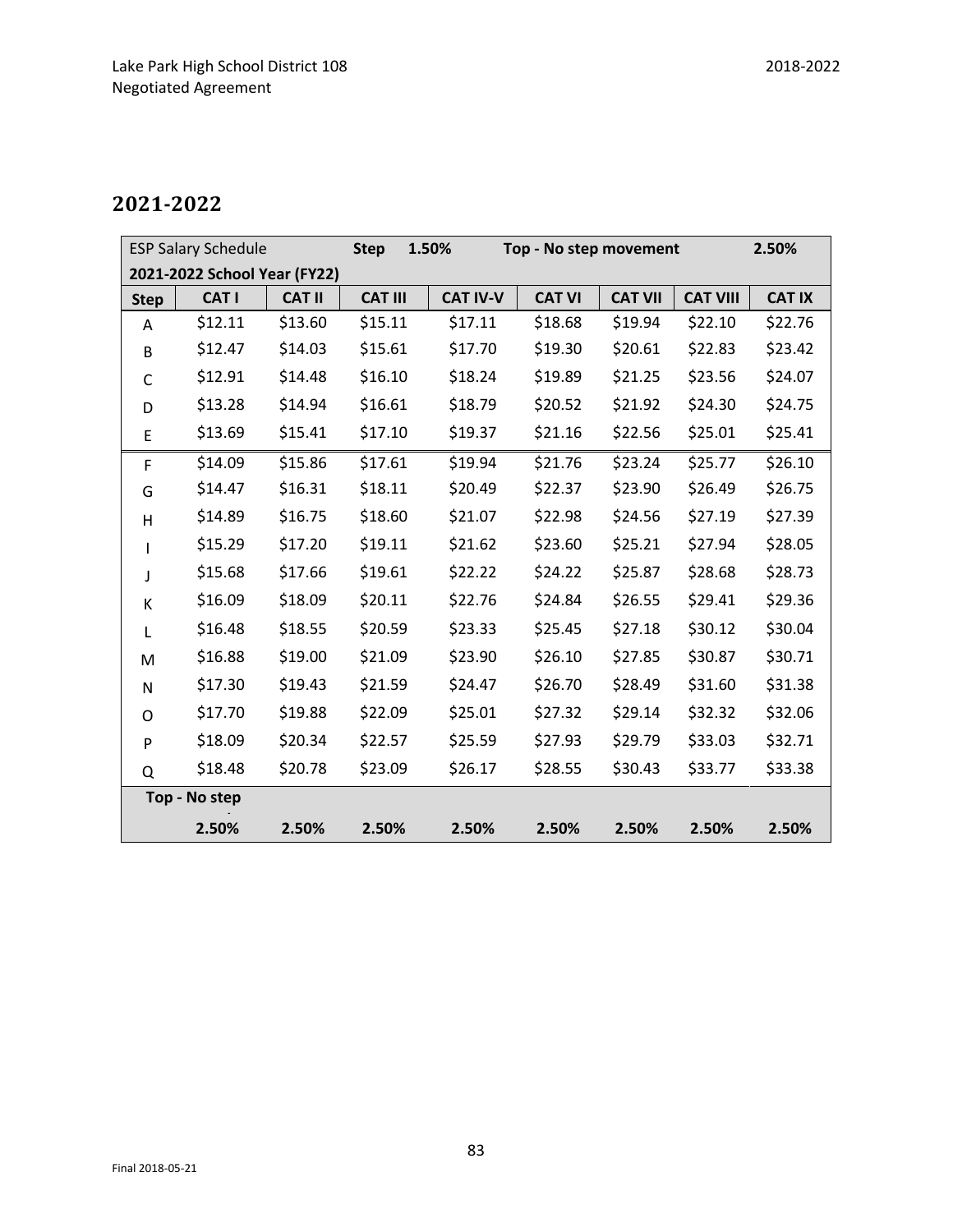## 2021-2022

| ESP Salary Schedule | | Step 1.50% | | Top - No step movement | | | | 2.50% |
|---|---|---|---|---|---|---|---|---|
| **2021-2022 School Year (FY22)** | | | | | | | | |
| **Step** | **CAT I** | **CAT II** | **CAT III** | **CAT IV-V** | **CAT VI** | **CAT VII** | **CAT VIII** | **CAT IX** |
| A | $12.11 | $13.60 | $15.11 | $17.11 | $18.68 | $19.94 | $22.10 | $22.76 |
| B | $12.47 | $14.03 | $15.61 | $17.70 | $19.30 | $20.61 | $22.83 | $23.42 |
| C | $12.91 | $14.48 | $16.10 | $18.24 | $19.89 | $21.25 | $23.56 | $24.07 |
| D | $13.28 | $14.94 | $16.61 | $18.79 | $20.52 | $21.92 | $24.30 | $24.75 |
| E | $13.69 | $15.41 | $17.10 | $19.37 | $21.16 | $22.56 | $25.01 | $25.41 |
| F | $14.09 | $15.86 | $17.61 | $19.94 | $21.76 | $23.24 | $25.77 | $26.10 |
| G | $14.47 | $16.31 | $18.11 | $20.49 | $22.37 | $23.90 | $26.49 | $26.75 |
| H | $14.89 | $16.75 | $18.60 | $21.07 | $22.98 | $24.56 | $27.19 | $27.39 |
| I | $15.29 | $17.20 | $19.11 | $21.62 | $23.60 | $25.21 | $27.94 | $28.05 |
| J | $15.68 | $17.66 | $19.61 | $22.22 | $24.22 | $25.87 | $28.68 | $28.73 |
| K | $16.09 | $18.09 | $20.11 | $22.76 | $24.84 | $26.55 | $29.41 | $29.36 |
| L | $16.48 | $18.55 | $20.59 | $23.33 | $25.45 | $27.18 | $30.12 | $30.04 |
| M | $16.88 | $19.00 | $21.09 | $23.90 | $26.10 | $27.85 | $30.87 | $30.71 |
| N | $17.30 | $19.43 | $21.59 | $24.47 | $26.70 | $28.49 | $31.60 | $31.38 |
| O | $17.70 | $19.88 | $22.09 | $25.01 | $27.32 | $29.14 | $32.32 | $32.06 |
| P | $18.09 | $20.34 | $22.57 | $25.59 | $27.93 | $29.79 | $33.03 | $32.71 |
| Q | $18.48 | $20.78 | $23.09 | $26.17 | $28.55 | $30.43 | $33.77 | $33.38 |
| | **Top - No step** | | | | | | | |
| | **2.50%** | **2.50%** | **2.50%** | **2.50%** | **2.50%** | **2.50%** | **2.50%** | **2.50%** |